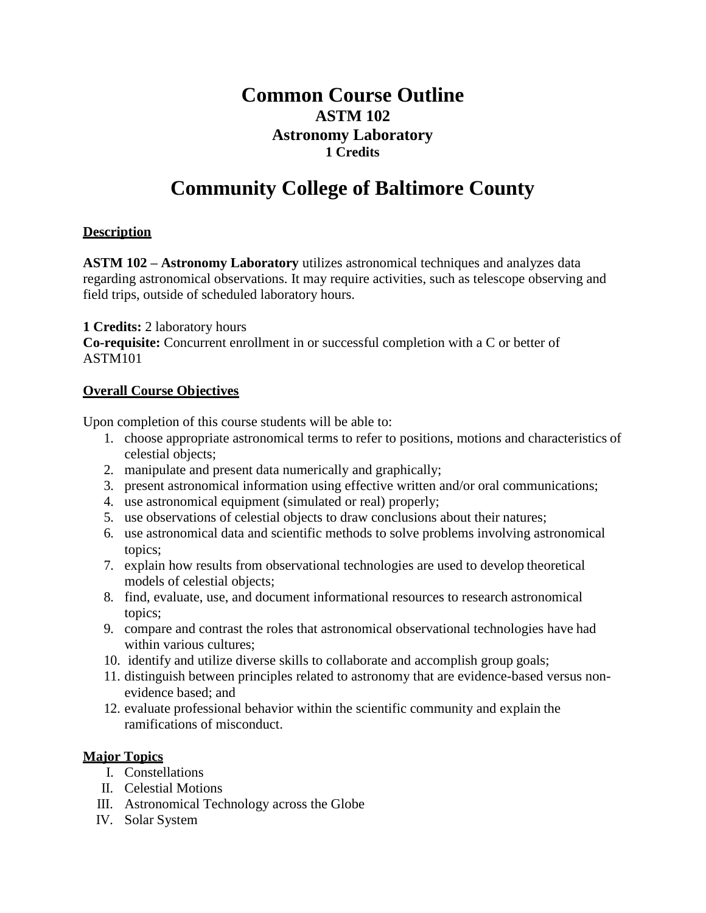# Common Course Outline

## ASTM 102

## Astronomy Laboratory

**1 Credits**

# Community College of Baltimore County

**Description**

**ASTM 102 – Astronomy Laboratory** utilizes astronomical techniques and analyzes data regarding astronomical observations. It may require activities, such as telescope observing and field trips, outside of scheduled laboratory hours.

**1 Credits:** 2 laboratory hours
**Co-requisite:** Concurrent enrollment in or successful completion with a C or better of ASTM101

**Overall Course Objectives**

Upon completion of this course students will be able to:

1. choose appropriate astronomical terms to refer to positions, motions and characteristics of celestial objects;
2. manipulate and present data numerically and graphically;
3. present astronomical information using effective written and/or oral communications;
4. use astronomical equipment (simulated or real) properly;
5. use observations of celestial objects to draw conclusions about their natures;
6. use astronomical data and scientific methods to solve problems involving astronomical topics;
7. explain how results from observational technologies are used to develop theoretical models of celestial objects;
8. find, evaluate, use, and document informational resources to research astronomical topics;
9. compare and contrast the roles that astronomical observational technologies have had within various cultures;
10. identify and utilize diverse skills to collaborate and accomplish group goals;
11. distinguish between principles related to astronomy that are evidence-based versus non-evidence based; and
12. evaluate professional behavior within the scientific community and explain the ramifications of misconduct.

**Major Topics**

I. Constellations
II. Celestial Motions
III. Astronomical Technology across the Globe
IV. Solar System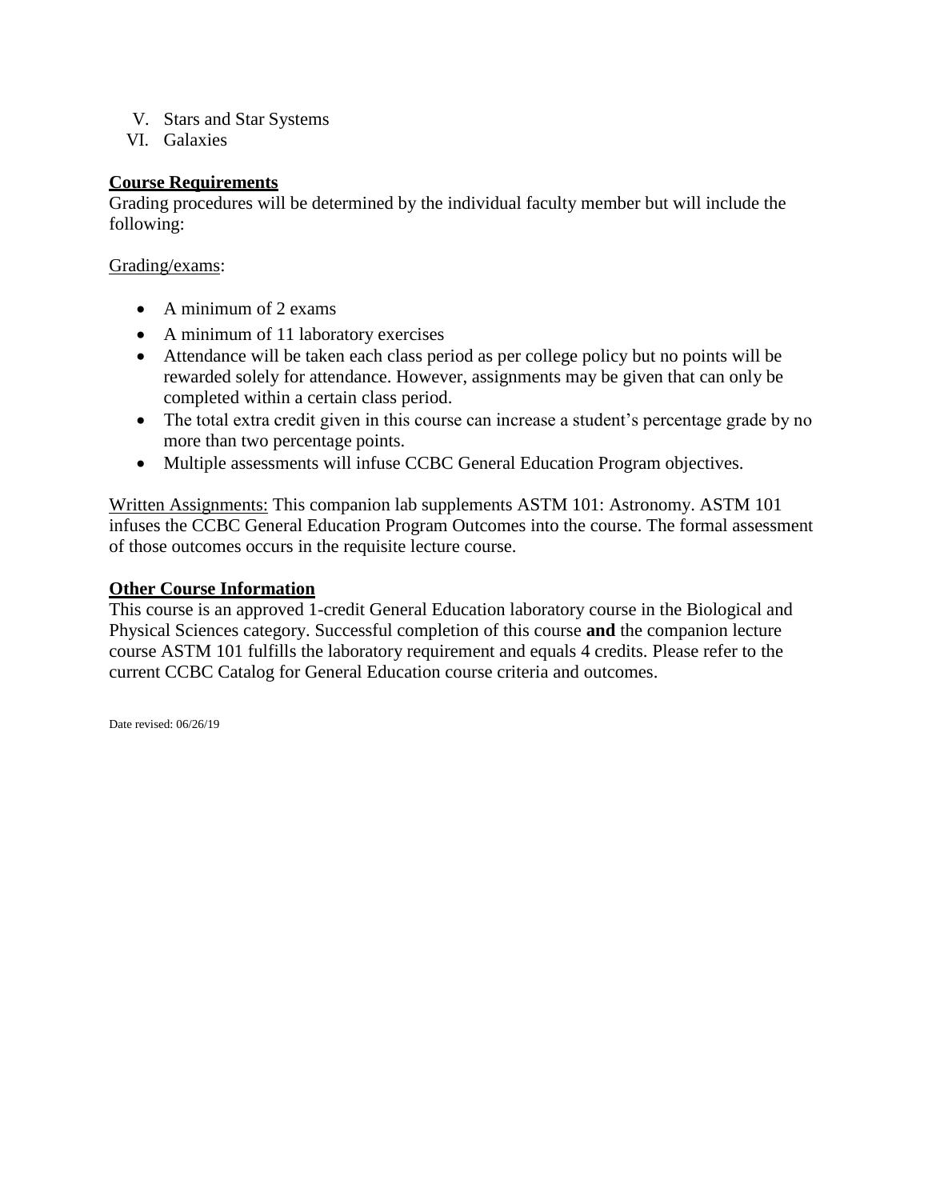V. Stars and Star Systems
VI. Galaxies

## Course Requirements

Grading procedures will be determined by the individual faculty member but will include the following:

Grading/exams:

- A minimum of 2 exams
- A minimum of 11 laboratory exercises
- Attendance will be taken each class period as per college policy but no points will be rewarded solely for attendance. However, assignments may be given that can only be completed within a certain class period.
- The total extra credit given in this course can increase a student's percentage grade by no more than two percentage points.
- Multiple assessments will infuse CCBC General Education Program objectives.

Written Assignments: This companion lab supplements ASTM 101: Astronomy. ASTM 101 infuses the CCBC General Education Program Outcomes into the course. The formal assessment of those outcomes occurs in the requisite lecture course.

## Other Course Information

This course is an approved 1-credit General Education laboratory course in the Biological and Physical Sciences category. Successful completion of this course **and** the companion lecture course ASTM 101 fulfills the laboratory requirement and equals 4 credits. Please refer to the current CCBC Catalog for General Education course criteria and outcomes.

Date revised: 06/26/19